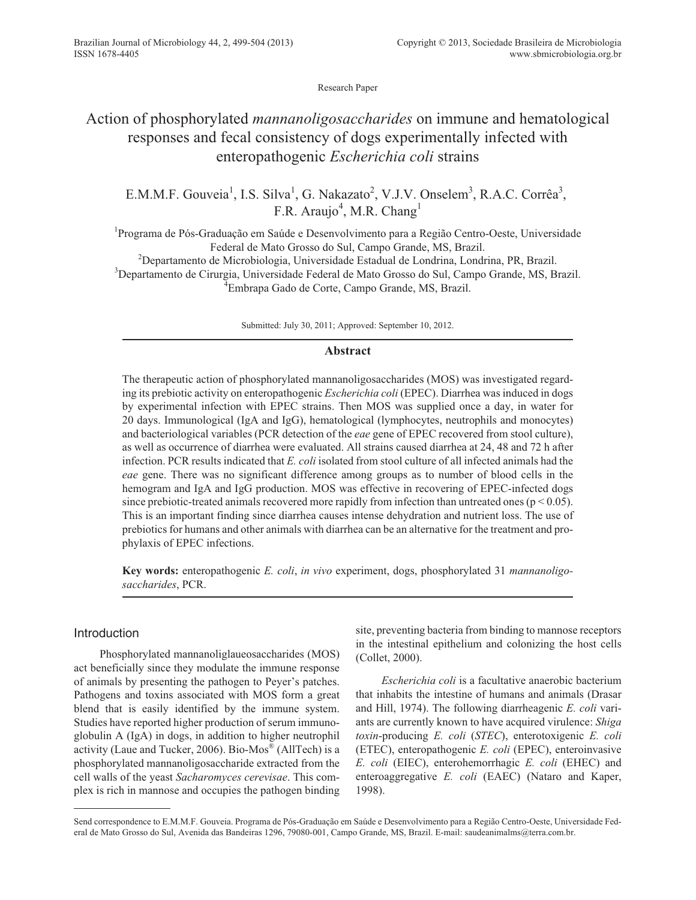Research Paper

# Action of phosphorylated *mannanoligosaccharides* on immune and hematological responses and fecal consistency of dogs experimentally infected with enteropathogenic *Escherichia coli* strains

E.M.M.F. Gouveia[1], I.S. Silva[1], G. Nakazato[2], V.J.V. Onselem[3], R.A.C. Corrêa[3], F.R. Araujo[4], M.R. Chang[1]

[1]Programa de Pós-Graduação em Saúde e Desenvolvimento para a Região Centro-Oeste, Universidade Federal de Mato Grosso do Sul, Campo Grande, MS, Brazil.
[2]Departamento de Microbiologia, Universidade Estadual de Londrina, Londrina, PR, Brazil.
[3]Departamento de Cirurgia, Universidade Federal de Mato Grosso do Sul, Campo Grande, MS, Brazil.
[4]Embrapa Gado de Corte, Campo Grande, MS, Brazil.

Submitted: July 30, 2011; Approved: September 10, 2012.

## Abstract

The therapeutic action of phosphorylated mannanoligosaccharides (MOS) was investigated regarding its prebiotic activity on enteropathogenic *Escherichia coli* (EPEC). Diarrhea was induced in dogs by experimental infection with EPEC strains. Then MOS was supplied once a day, in water for 20 days. Immunological (IgA and IgG), hematological (lymphocytes, neutrophils and monocytes) and bacteriological variables (PCR detection of the *eae* gene of EPEC recovered from stool culture), as well as occurrence of diarrhea were evaluated. All strains caused diarrhea at 24, 48 and 72 h after infection. PCR results indicated that *E. coli* isolated from stool culture of all infected animals had the *eae* gene. There was no significant difference among groups as to number of blood cells in the hemogram and IgA and IgG production. MOS was effective in recovering of EPEC-infected dogs since prebiotic-treated animals recovered more rapidly from infection than untreated ones ($p < 0.05$). This is an important finding since diarrhea causes intense dehydration and nutrient loss. The use of prebiotics for humans and other animals with diarrhea can be an alternative for the treatment and prophylaxis of EPEC infections.

**Key words:** enteropathogenic *E. coli*, *in vivo* experiment, dogs, phosphorylated 31 *mannanoligosaccharides*, PCR.

## Introduction

Phosphorylated mannanoliglaueosaccharides (MOS) act beneficially since they modulate the immune response of animals by presenting the pathogen to Peyer's patches. Pathogens and toxins associated with MOS form a great blend that is easily identified by the immune system. Studies have reported higher production of serum immunoglobulin A (IgA) in dogs, in addition to higher neutrophil activity (Laue and Tucker, 2006). Bio-Mos® (AllTech) is a phosphorylated mannanoligosaccharide extracted from the cell walls of the yeast *Sacharomyces cerevisae*. This complex is rich in mannose and occupies the pathogen binding site, preventing bacteria from binding to mannose receptors in the intestinal epithelium and colonizing the host cells (Collet, 2000).

*Escherichia coli* is a facultative anaerobic bacterium that inhabits the intestine of humans and animals (Drasar and Hill, 1974). The following diarrheagenic *E. coli* variants are currently known to have acquired virulence: *Shiga toxin*-producing *E. coli* (*STEC*), enterotoxigenic *E. coli* (ETEC), enteropathogenic *E. coli* (EPEC), enteroinvasive *E. coli* (EIEC), enterohemorrhagic *E. coli* (EHEC) and enteroaggregative *E. coli* (EAEC) (Nataro and Kaper, 1998).

Send correspondence to E.M.M.F. Gouveia. Programa de Pós-Graduação em Saúde e Desenvolvimento para a Região Centro-Oeste, Universidade Federal de Mato Grosso do Sul, Avenida das Bandeiras 1296, 79080-001, Campo Grande, MS, Brazil. E-mail: saudeanimalms@terra.com.br.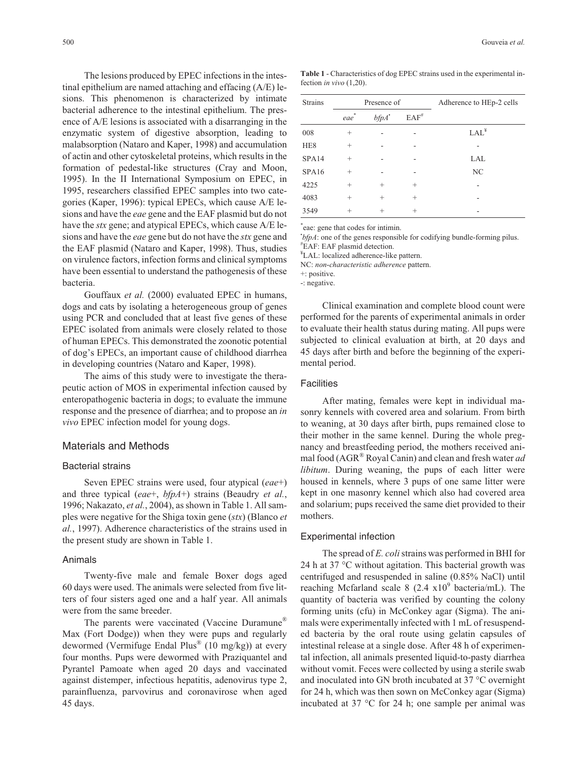The lesions produced by EPEC infections in the intestinal epithelium are named attaching and effacing (A/E) lesions. This phenomenon is characterized by intimate bacterial adherence to the intestinal epithelium. The presence of A/E lesions is associated with a disarranging in the enzymatic system of digestive absorption, leading to malabsorption (Nataro and Kaper, 1998) and accumulation of actin and other cytoskeletal proteins, which results in the formation of pedestal-like structures (Cray and Moon, 1995). In the II International Symposium on EPEC, in 1995, researchers classified EPEC samples into two categories (Kaper, 1996): typical EPECs, which cause A/E lesions and have the *eae* gene and the EAF plasmid but do not have the *stx* gene; and atypical EPECs, which cause A/E lesions and have the *eae* gene but do not have the *stx* gene and the EAF plasmid (Nataro and Kaper, 1998). Thus, studies on virulence factors, infection forms and clinical symptoms have been essential to understand the pathogenesis of these bacteria.

Gouffaux *et al.* (2000) evaluated EPEC in humans, dogs and cats by isolating a heterogeneous group of genes using PCR and concluded that at least five genes of these EPEC isolated from animals were closely related to those of human EPECs. This demonstrated the zoonotic potential of dog's EPECs, an important cause of childhood diarrhea in developing countries (Nataro and Kaper, 1998).

The aims of this study were to investigate the therapeutic action of MOS in experimental infection caused by enteropathogenic bacteria in dogs; to evaluate the immune response and the presence of diarrhea; and to propose an *in vivo* EPEC infection model for young dogs.

## Materials and Methods

### Bacterial strains

Seven EPEC strains were used, four atypical (*eae*+) and three typical (*eae*+, *bfpA*+) strains (Beaudry *et al.*, 1996; Nakazato, *et al.*, 2004), as shown in Table 1. All samples were negative for the Shiga toxin gene (*stx*) (Blanco *et al.*, 1997). Adherence characteristics of the strains used in the present study are shown in Table 1.

### Animals

Twenty-five male and female Boxer dogs aged 60 days were used. The animals were selected from five litters of four sisters aged one and a half year. All animals were from the same breeder.

The parents were vaccinated (Vaccine Duramune® Max (Fort Dodge)) when they were pups and regularly dewormed (Vermifuge Endal Plus® (10 mg/kg)) at every four months. Pups were dewormed with Praziquantel and Pyrantel Pamoate when aged 20 days and vaccinated against distemper, infectious hepatitis, adenovirus type 2, parainfluenza, parvovirus and coronavirose when aged 45 days.

**Table 1** - Characteristics of dog EPEC strains used in the experimental infection *in vivo* (1,20).

| Strains | Presence of | | | Adherence to HEp-2 cells |
|---|---|---|---|---|
| | *eae*[*] | *bfpA*[•] | EAF[#] | |
| 008 | + | - | - | LAL[¥] |
| HE8 | + | - | - | - |
| SPA14 | + | - | - | LAL |
| SPA16 | + | - | - | NC |
| 4225 | + | + | + | - |
| 4083 | + | + | + | - |
| 3549 | + | + | + | - |

[*]eae: gene that codes for intimin.
[•]*bfpA*: one of the genes responsible for codifying bundle-forming pilus.
[#]EAF: EAF plasmid detection.
[¥]LAL: localized adherence-like pattern.
NC: *non-characteristic adherence* pattern.
+: positive.
-: negative.

Clinical examination and complete blood count were performed for the parents of experimental animals in order to evaluate their health status during mating. All pups were subjected to clinical evaluation at birth, at 20 days and 45 days after birth and before the beginning of the experimental period.

### Facilities

After mating, females were kept in individual masonry kennels with covered area and solarium. From birth to weaning, at 30 days after birth, pups remained close to their mother in the same kennel. During the whole pregnancy and breastfeeding period, the mothers received animal food (AGR® Royal Canin) and clean and fresh water *ad libitum*. During weaning, the pups of each litter were housed in kennels, where 3 pups of one same litter were kept in one masonry kennel which also had covered area and solarium; pups received the same diet provided to their mothers.

### Experimental infection

The spread of *E. coli* strains was performed in BHI for 24 h at 37 °C without agitation. This bacterial growth was centrifuged and resuspended in saline (0.85% NaCl) until reaching Mcfarland scale 8 ($2.4 \times 10^9$ bacteria/mL). The quantity of bacteria was verified by counting the colony forming units (cfu) in McConkey agar (Sigma). The animals were experimentally infected with 1 mL of resuspended bacteria by the oral route using gelatin capsules of intestinal release at a single dose. After 48 h of experimental infection, all animals presented liquid-to-pasty diarrhea without vomit. Feces were collected by using a sterile swab and inoculated into GN broth incubated at 37 °C overnight for 24 h, which was then sown on McConkey agar (Sigma) incubated at 37 °C for 24 h; one sample per animal was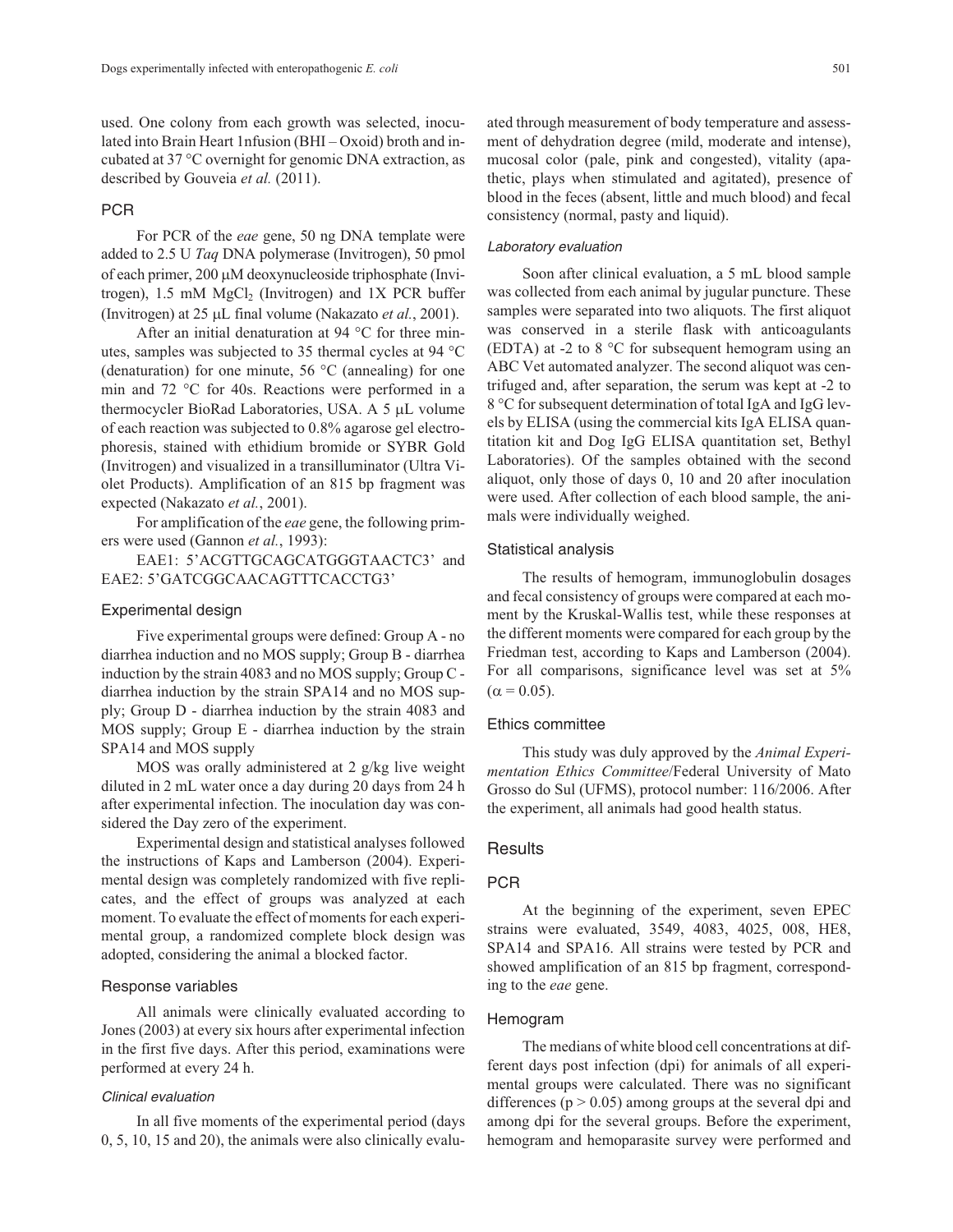used. One colony from each growth was selected, inoculated into Brain Heart 1nfusion (BHI – Oxoid) broth and incubated at 37 °C overnight for genomic DNA extraction, as described by Gouveia *et al.* (2011).

### PCR

For PCR of the *eae* gene, 50 ng DNA template were added to 2.5 U *Taq* DNA polymerase (Invitrogen), 50 pmol of each primer, 200 μM deoxynucleoside triphosphate (Invitrogen), 1.5 mM $MgCl_2$ (Invitrogen) and 1X PCR buffer (Invitrogen) at 25 μL final volume (Nakazato *et al.*, 2001).

After an initial denaturation at 94 °C for three minutes, samples was subjected to 35 thermal cycles at 94 °C (denaturation) for one minute, 56 °C (annealing) for one min and 72 °C for 40s. Reactions were performed in a thermocycler BioRad Laboratories, USA. A 5 μL volume of each reaction was subjected to 0.8% agarose gel electrophoresis, stained with ethidium bromide or SYBR Gold (Invitrogen) and visualized in a transilluminator (Ultra Violet Products). Amplification of an 815 bp fragment was expected (Nakazato *et al.*, 2001).

For amplification of the *eae* gene, the following primers were used (Gannon *et al.*, 1993):

EAE1: 5'ACGTTGCAGCATGGGTAACTC3' and EAE2: 5'GATCGGCAACAGTTTCACCTG3'

### Experimental design

Five experimental groups were defined: Group A - no diarrhea induction and no MOS supply; Group B - diarrhea induction by the strain 4083 and no MOS supply; Group C - diarrhea induction by the strain SPA14 and no MOS supply; Group D - diarrhea induction by the strain 4083 and MOS supply; Group E - diarrhea induction by the strain SPA14 and MOS supply

MOS was orally administered at 2 g/kg live weight diluted in 2 mL water once a day during 20 days from 24 h after experimental infection. The inoculation day was considered the Day zero of the experiment.

Experimental design and statistical analyses followed the instructions of Kaps and Lamberson (2004). Experimental design was completely randomized with five replicates, and the effect of groups was analyzed at each moment. To evaluate the effect of moments for each experimental group, a randomized complete block design was adopted, considering the animal a blocked factor.

### Response variables

All animals were clinically evaluated according to Jones (2003) at every six hours after experimental infection in the first five days. After this period, examinations were performed at every 24 h.

#### *Clinical evaluation*

In all five moments of the experimental period (days 0, 5, 10, 15 and 20), the animals were also clinically evaluated through measurement of body temperature and assessment of dehydration degree (mild, moderate and intense), mucosal color (pale, pink and congested), vitality (apathetic, plays when stimulated and agitated), presence of blood in the feces (absent, little and much blood) and fecal consistency (normal, pasty and liquid).

#### *Laboratory evaluation*

Soon after clinical evaluation, a 5 mL blood sample was collected from each animal by jugular puncture. These samples were separated into two aliquots. The first aliquot was conserved in a sterile flask with anticoagulants (EDTA) at -2 to 8 °C for subsequent hemogram using an ABC Vet automated analyzer. The second aliquot was centrifuged and, after separation, the serum was kept at -2 to 8 °C for subsequent determination of total IgA and IgG levels by ELISA (using the commercial kits IgA ELISA quantitation kit and Dog IgG ELISA quantitation set, Bethyl Laboratories). Of the samples obtained with the second aliquot, only those of days 0, 10 and 20 after inoculation were used. After collection of each blood sample, the animals were individually weighed.

### Statistical analysis

The results of hemogram, immunoglobulin dosages and fecal consistency of groups were compared at each moment by the Kruskal-Wallis test, while these responses at the different moments were compared for each group by the Friedman test, according to Kaps and Lamberson (2004). For all comparisons, significance level was set at 5% ($\alpha = 0.05$).

### Ethics committee

This study was duly approved by the *Animal Experimentation Ethics Committee*/Federal University of Mato Grosso do Sul (UFMS), protocol number: 116/2006. After the experiment, all animals had good health status.

## Results

### PCR

At the beginning of the experiment, seven EPEC strains were evaluated, 3549, 4083, 4025, 008, HE8, SPA14 and SPA16. All strains were tested by PCR and showed amplification of an 815 bp fragment, corresponding to the *eae* gene.

### Hemogram

The medians of white blood cell concentrations at different days post infection (dpi) for animals of all experimental groups were calculated. There was no significant differences ($p > 0.05$) among groups at the several dpi and among dpi for the several groups. Before the experiment, hemogram and hemoparasite survey were performed and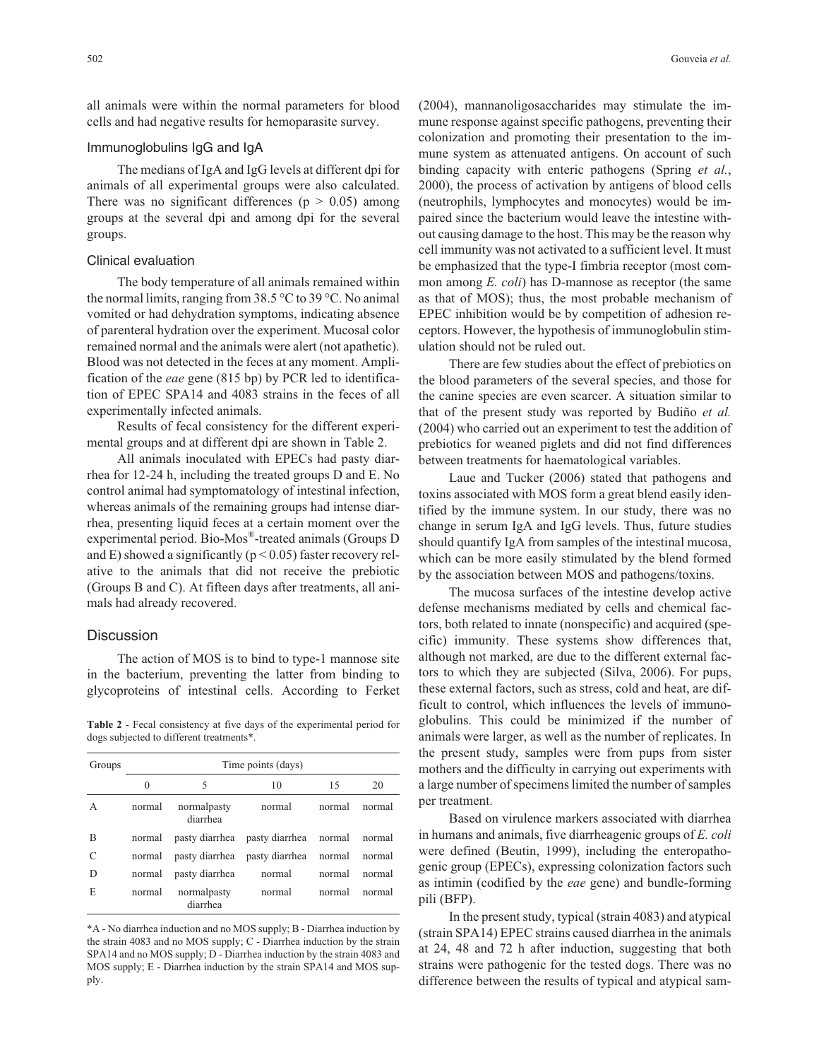all animals were within the normal parameters for blood cells and had negative results for hemoparasite survey.

### Immunoglobulins IgG and IgA

The medians of IgA and IgG levels at different dpi for animals of all experimental groups were also calculated. There was no significant differences ($p > 0.05$) among groups at the several dpi and among dpi for the several groups.

### Clinical evaluation

The body temperature of all animals remained within the normal limits, ranging from 38.5 °C to 39 °C. No animal vomited or had dehydration symptoms, indicating absence of parenteral hydration over the experiment. Mucosal color remained normal and the animals were alert (not apathetic). Blood was not detected in the feces at any moment. Amplification of the *eae* gene (815 bp) by PCR led to identification of EPEC SPA14 and 4083 strains in the feces of all experimentally infected animals.

Results of fecal consistency for the different experimental groups and at different dpi are shown in Table 2.

All animals inoculated with EPECs had pasty diarrhea for 12-24 h, including the treated groups D and E. No control animal had symptomatology of intestinal infection, whereas animals of the remaining groups had intense diarrhea, presenting liquid feces at a certain moment over the experimental period. Bio-Mos®-treated animals (Groups D and E) showed a significantly ($p < 0.05$) faster recovery relative to the animals that did not receive the prebiotic (Groups B and C). At fifteen days after treatments, all animals had already recovered.

## Discussion

The action of MOS is to bind to type-1 mannose site in the bacterium, preventing the latter from binding to glycoproteins of intestinal cells. According to Ferket (2004), mannanoligosaccharides may stimulate the immune response against specific pathogens, preventing their colonization and promoting their presentation to the immune system as attenuated antigens. On account of such binding capacity with enteric pathogens (Spring *et al.*, 2000), the process of activation by antigens of blood cells (neutrophils, lymphocytes and monocytes) would be impaired since the bacterium would leave the intestine without causing damage to the host. This may be the reason why cell immunity was not activated to a sufficient level. It must be emphasized that the type-I fimbria receptor (most common among *E. coli*) has D-mannose as receptor (the same as that of MOS); thus, the most probable mechanism of EPEC inhibition would be by competition of adhesion receptors. However, the hypothesis of immunoglobulin stimulation should not be ruled out.

There are few studies about the effect of prebiotics on the blood parameters of the several species, and those for the canine species are even scarcer. A situation similar to that of the present study was reported by Budiño *et al.* (2004) who carried out an experiment to test the addition of prebiotics for weaned piglets and did not find differences between treatments for haematological variables.

Laue and Tucker (2006) stated that pathogens and toxins associated with MOS form a great blend easily identified by the immune system. In our study, there was no change in serum IgA and IgG levels. Thus, future studies should quantify IgA from samples of the intestinal mucosa, which can be more easily stimulated by the blend formed by the association between MOS and pathogens/toxins.

The mucosa surfaces of the intestine develop active defense mechanisms mediated by cells and chemical factors, both related to innate (nonspecific) and acquired (specific) immunity. These systems show differences that, although not marked, are due to the different external factors to which they are subjected (Silva, 2006). For pups, these external factors, such as stress, cold and heat, are difficult to control, which influences the levels of immunoglobulins. This could be minimized if the number of animals were larger, as well as the number of replicates. In the present study, samples were from pups from sister mothers and the difficulty in carrying out experiments with a large number of specimens limited the number of samples per treatment.

Based on virulence markers associated with diarrhea in humans and animals, five diarrheagenic groups of *E. coli* were defined (Beutin, 1999), including the enteropathogenic group (EPECs), expressing colonization factors such as intimin (codified by the *eae* gene) and bundle-forming pili (BFP).

In the present study, typical (strain 4083) and atypical (strain SPA14) EPEC strains caused diarrhea in the animals at 24, 48 and 72 h after induction, suggesting that both strains were pathogenic for the tested dogs. There was no difference between the results of typical and atypical sam-

**Table 2** - Fecal consistency at five days of the experimental period for dogs subjected to different treatments*.

| Groups | Time points (days) | | | | |
|---|---|---|---|---|---|
| | 0 | 5 | 10 | 15 | 20 |
| A | normal | normalpasty diarrhea | normal | normal | normal |
| B | normal | pasty diarrhea | pasty diarrhea | normal | normal |
| C | normal | pasty diarrhea | pasty diarrhea | normal | normal |
| D | normal | pasty diarrhea | normal | normal | normal |
| E | normal | normalpasty diarrhea | normal | normal | normal |

*A - No diarrhea induction and no MOS supply; B - Diarrhea induction by the strain 4083 and no MOS supply; C - Diarrhea induction by the strain SPA14 and no MOS supply; D - Diarrhea induction by the strain 4083 and MOS supply; E - Diarrhea induction by the strain SPA14 and MOS supply.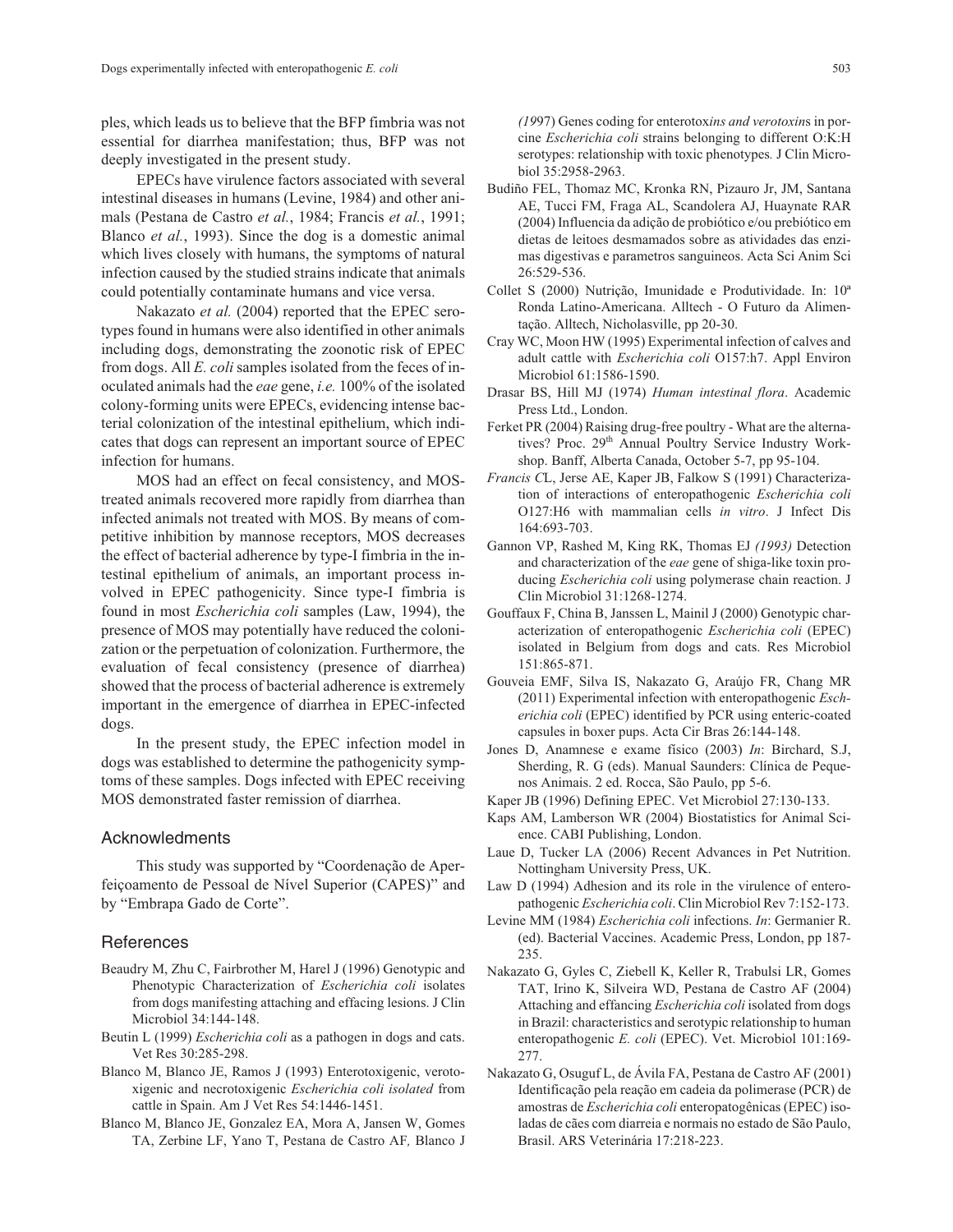ples, which leads us to believe that the BFP fimbria was not essential for diarrhea manifestation; thus, BFP was not deeply investigated in the present study.

EPECs have virulence factors associated with several intestinal diseases in humans (Levine, 1984) and other animals (Pestana de Castro *et al.*, 1984; Francis *et al.*, 1991; Blanco *et al.*, 1993). Since the dog is a domestic animal which lives closely with humans, the symptoms of natural infection caused by the studied strains indicate that animals could potentially contaminate humans and vice versa.

Nakazato *et al.* (2004) reported that the EPEC serotypes found in humans were also identified in other animals including dogs, demonstrating the zoonotic risk of EPEC from dogs. All *E. coli* samples isolated from the feces of inoculated animals had the *eae* gene, *i.e.* 100% of the isolated colony-forming units were EPECs, evidencing intense bacterial colonization of the intestinal epithelium, which indicates that dogs can represent an important source of EPEC infection for humans.

MOS had an effect on fecal consistency, and MOS-treated animals recovered more rapidly from diarrhea than infected animals not treated with MOS. By means of competitive inhibition by mannose receptors, MOS decreases the effect of bacterial adherence by type-I fimbria in the intestinal epithelium of animals, an important process involved in EPEC pathogenicity. Since type-I fimbria is found in most *Escherichia coli* samples (Law, 1994), the presence of MOS may potentially have reduced the colonization or the perpetuation of colonization. Furthermore, the evaluation of fecal consistency (presence of diarrhea) showed that the process of bacterial adherence is extremely important in the emergence of diarrhea in EPEC-infected dogs.

In the present study, the EPEC infection model in dogs was established to determine the pathogenicity symptoms of these samples. Dogs infected with EPEC receiving MOS demonstrated faster remission of diarrhea.

## Acknowledments

This study was supported by "Coordenação de Aperfeiçoamento de Pessoal de Nível Superior (CAPES)" and by "Embrapa Gado de Corte".

## References

Beaudry M, Zhu C, Fairbrother M, Harel J (1996) Genotypic and Phenotypic Characterization of *Escherichia coli* isolates from dogs manifesting attaching and effacing lesions. J Clin Microbiol 34:144-148.

Beutin L (1999) *Escherichia coli* as a pathogen in dogs and cats. Vet Res 30:285-298.

Blanco M, Blanco JE, Ramos J (1993) Enterotoxigenic, verotoxigenic and necrotoxigenic *Escherichia coli isolated* from cattle in Spain. Am J Vet Res 54:1446-1451.

Blanco M, Blanco JE, Gonzalez EA, Mora A, Jansen W, Gomes TA, Zerbine LF, Yano T, Pestana de Castro AF*,* Blanco J *(19*97) Genes coding for enterotox*ins and verotoxin*s in porcine *Escherichia coli* strains belonging to different O:K:H serotypes: relationship with toxic phenotypes*.* J Clin Microbiol 35:2958-2963.

Budiño FEL, Thomaz MC, Kronka RN, Pizauro Jr, JM, Santana AE, Tucci FM, Fraga AL, Scandolera AJ, Huaynate RAR (2004) Influencia da adição de probiótico e/ou prebiótico em dietas de leitoes desmamados sobre as atividades das enzimas digestivas e parametros sanguineos. Acta Sci Anim Sci 26:529-536.

Collet S (2000) Nutrição, Imunidade e Produtividade. In: 10ª Ronda Latino-Americana. Alltech - O Futuro da Alimentação. Alltech, Nicholasville, pp 20-30.

Cray WC, Moon HW (1995) Experimental infection of calves and adult cattle with *Escherichia coli* O157:h7. Appl Environ Microbiol 61:1586-1590.

Drasar BS, Hill MJ (1974) *Human intestinal flora*. Academic Press Ltd., London.

Ferket PR (2004) Raising drug-free poultry - What are the alternatives? Proc. 29th Annual Poultry Service Industry Workshop. Banff, Alberta Canada, October 5-7, pp 95-104.

*Francis C*L, Jerse AE, Kaper JB, Falkow S (1991) Characterization of interactions of enteropathogenic *Escherichia coli* O127:H6 with mammalian cells *in vitro*. J Infect Dis 164:693-703.

Gannon VP, Rashed M, King RK, Thomas EJ *(1993)* Detection and characterization of the *eae* gene of shiga-like toxin producing *Escherichia coli* using polymerase chain reaction. J Clin Microbiol 31:1268-1274.

Gouffaux F, China B, Janssen L, Mainil J (2000) Genotypic characterization of enteropathogenic *Escherichia coli* (EPEC) isolated in Belgium from dogs and cats. Res Microbiol 151:865-871.

Gouveia EMF, Silva IS, Nakazato G, Araújo FR, Chang MR (2011) Experimental infection with enteropathogenic *Escherichia coli* (EPEC) identified by PCR using enteric-coated capsules in boxer pups. Acta Cir Bras 26:144-148.

Jones D, Anamnese e exame físico (2003) *In*: Birchard, S.J, Sherding, R. G (eds). Manual Saunders: Clínica de Pequenos Animais. 2 ed. Rocca, São Paulo, pp 5-6.

Kaper JB (1996) Defining EPEC. Vet Microbiol 27:130-133.

Kaps AM, Lamberson WR (2004) Biostatistics for Animal Science. CABI Publishing, London.

Laue D, Tucker LA (2006) Recent Advances in Pet Nutrition. Nottingham University Press, UK.

Law D (1994) Adhesion and its role in the virulence of enteropathogenic *Escherichia coli*. Clin Microbiol Rev 7:152-173.

Levine MM (1984) *Escherichia coli* infections. *In*: Germanier R. (ed). Bacterial Vaccines. Academic Press, London, pp 187-235.

Nakazato G, Gyles C, Ziebell K, Keller R, Trabulsi LR, Gomes TAT, Irino K, Silveira WD, Pestana de Castro AF (2004) Attaching and effancing *Escherichia coli* isolated from dogs in Brazil: characteristics and serotypic relationship to human enteropathogenic *E. coli* (EPEC). Vet. Microbiol 101:169-277.

Nakazato G, Osuguf L, de Ávila FA, Pestana de Castro AF (2001) Identificação pela reação em cadeia da polimerase (PCR) de amostras de *Escherichia coli* enteropatogênicas (EPEC) isoladas de cães com diarreia e normais no estado de São Paulo, Brasil. ARS Veterinária 17:218-223.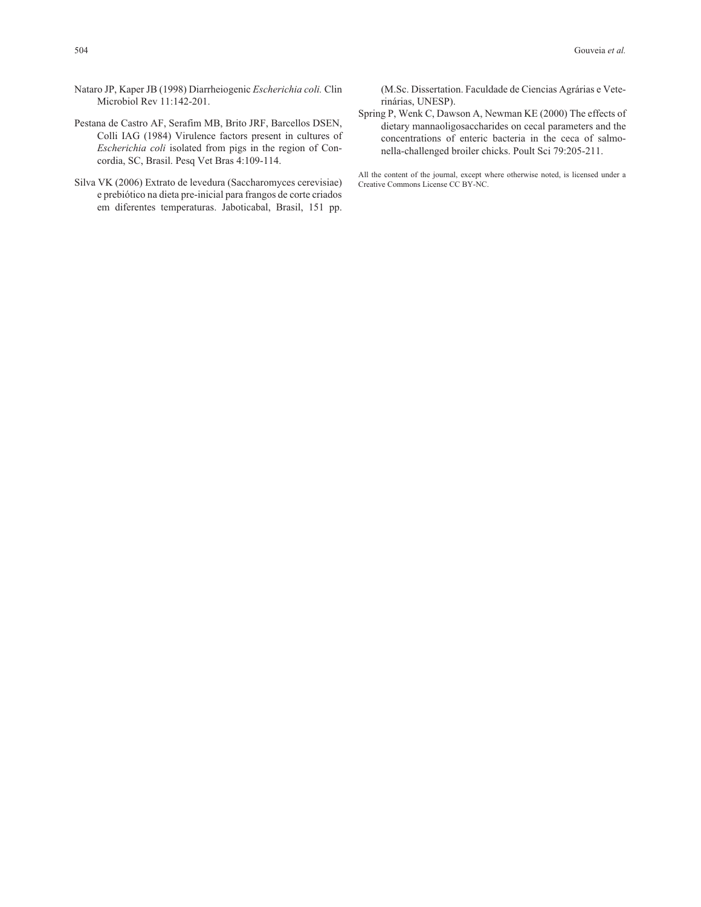Nataro JP, Kaper JB (1998) Diarrheiogenic *Escherichia coli.* Clin Microbiol Rev 11:142-201.

Pestana de Castro AF, Serafim MB, Brito JRF, Barcellos DSEN, Colli IAG (1984) Virulence factors present in cultures of *Escherichia coli* isolated from pigs in the region of Concordia, SC, Brasil. Pesq Vet Bras 4:109-114.

Silva VK (2006) Extrato de levedura (Saccharomyces cerevisiae) e prebiótico na dieta pre-inicial para frangos de corte criados em diferentes temperaturas. Jaboticabal, Brasil, 151 pp. (M.Sc. Dissertation. Faculdade de Ciencias Agrárias e Veterinárias, UNESP).

Spring P, Wenk C, Dawson A, Newman KE (2000) The effects of dietary mannaoligosaccharides on cecal parameters and the concentrations of enteric bacteria in the ceca of salmonella-challenged broiler chicks. Poult Sci 79:205-211.

All the content of the journal, except where otherwise noted, is licensed under a Creative Commons License CC BY-NC.